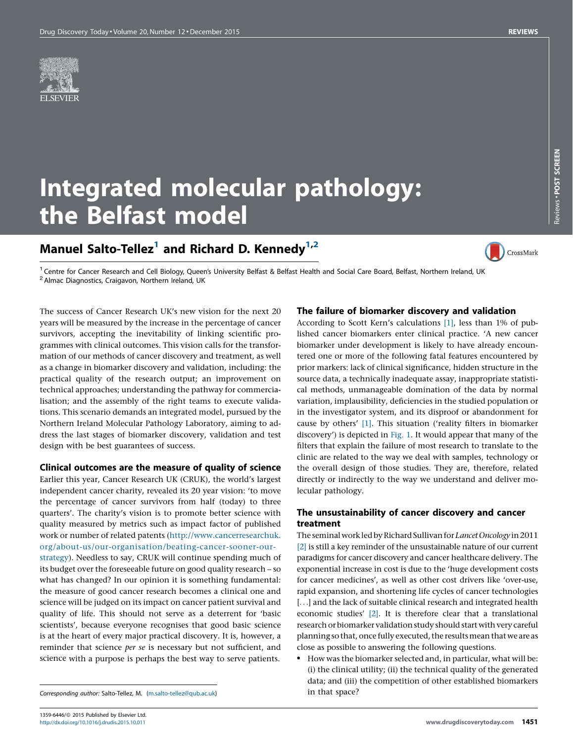# Integrated molecular pathology: the Belfast model

## Manuel Salto-Tellez[1] and Richard D. Kennedy[1,2]

[1] Centre for Cancer Research and Cell Biology, Queen's University Belfast & Belfast Health and Social Care Board, Belfast, Northern Ireland, UK
[2] Almac Diagnostics, Craigavon, Northern Ireland, UK

The success of Cancer Research UK's new vision for the next 20 years will be measured by the increase in the percentage of cancer survivors, accepting the inevitability of linking scientific programmes with clinical outcomes. This vision calls for the transformation of our methods of cancer discovery and treatment, as well as a change in biomarker discovery and validation, including: the practical quality of the research output; an improvement on technical approaches; understanding the pathway for commercialisation; and the assembly of the right teams to execute validations. This scenario demands an integrated model, pursued by the Northern Ireland Molecular Pathology Laboratory, aiming to address the last stages of biomarker discovery, validation and test design with be best guarantees of success.

### Clinical outcomes are the measure of quality of science

Earlier this year, Cancer Research UK (CRUK), the world's largest independent cancer charity, revealed its 20 year vision: 'to move the percentage of cancer survivors from half (today) to three quarters'. The charity's vision is to promote better science with quality measured by metrics such as impact factor of published work or number of related patents (http://www.cancerresearchuk.org/about-us/our-organisation/beating-cancer-sooner-our-strategy). Needless to say, CRUK will continue spending much of its budget over the foreseeable future on good quality research – so what has changed? In our opinion it is something fundamental: the measure of good cancer research becomes a clinical one and science will be judged on its impact on cancer patient survival and quality of life. This should not serve as a deterrent for 'basic scientists', because everyone recognises that good basic science is at the heart of every major practical discovery. It is, however, a reminder that science *per se* is necessary but not sufficient, and science with a purpose is perhaps the best way to serve patients.

### The failure of biomarker discovery and validation

According to Scott Kern's calculations [1], less than 1% of published cancer biomarkers enter clinical practice. 'A new cancer biomarker under development is likely to have already encountered one or more of the following fatal features encountered by prior markers: lack of clinical significance, hidden structure in the source data, a technically inadequate assay, inappropriate statistical methods, unmanageable domination of the data by normal variation, implausibility, deficiencies in the studied population or in the investigator system, and its disproof or abandonment for cause by others' [1]. This situation ('reality filters in biomarker discovery') is depicted in Fig. 1. It would appear that many of the filters that explain the failure of most research to translate to the clinic are related to the way we deal with samples, technology or the overall design of those studies. They are, therefore, related directly or indirectly to the way we understand and deliver molecular pathology.

### The unsustainability of cancer discovery and cancer treatment

The seminal work led by Richard Sullivan for *Lancet Oncology* in 2011 [2] is still a key reminder of the unsustainable nature of our current paradigms for cancer discovery and cancer healthcare delivery. The exponential increase in cost is due to the 'huge development costs for cancer medicines', as well as other cost drivers like 'over-use, rapid expansion, and shortening life cycles of cancer technologies [...] and the lack of suitable clinical research and integrated health economic studies' [2]. It is therefore clear that a translational research or biomarker validation study should start with very careful planning so that, once fully executed, the results mean that we are as close as possible to answering the following questions.

- How was the biomarker selected and, in particular, what will be: (i) the clinical utility; (ii) the technical quality of the generated data; and (iii) the competition of other established biomarkers in that space?

*Corresponding author:* Salto-Tellez, M. (m.salto-tellez@qub.ac.uk)

1359-6446/© 2015 Published by Elsevier Ltd.
http://dx.doi.org/10.1016/j.drudis.2015.10.011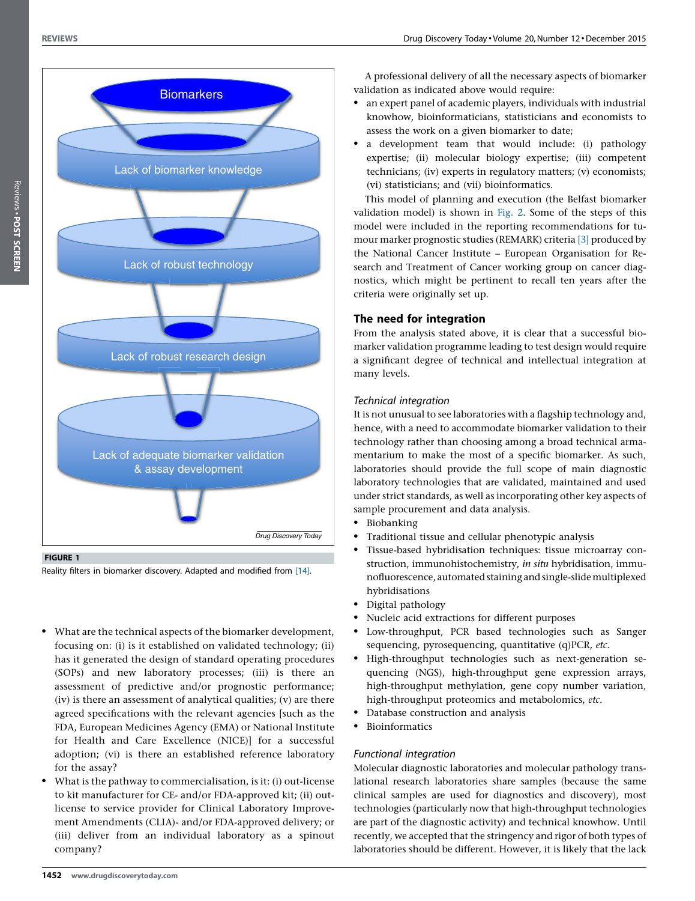**FIGURE 1**

Reality filters in biomarker discovery. Adapted and modified from [14].

- What are the technical aspects of the biomarker development, focusing on: (i) is it established on validated technology; (ii) has it generated the design of standard operating procedures (SOPs) and new laboratory processes; (iii) is there an assessment of predictive and/or prognostic performance; (iv) is there an assessment of analytical qualities; (v) are there agreed specifications with the relevant agencies [such as the FDA, European Medicines Agency (EMA) or National Institute for Health and Care Excellence (NICE)] for a successful adoption; (vi) is there an established reference laboratory for the assay?
- What is the pathway to commercialisation, is it: (i) out-license to kit manufacturer for CE- and/or FDA-approved kit; (ii) out-license to service provider for Clinical Laboratory Improvement Amendments (CLIA)- and/or FDA-approved delivery; or (iii) deliver from an individual laboratory as a spinout company?

A professional delivery of all the necessary aspects of biomarker validation as indicated above would require:

- an expert panel of academic players, individuals with industrial knowhow, bioinformaticians, statisticians and economists to assess the work on a given biomarker to date;
- a development team that would include: (i) pathology expertise; (ii) molecular biology expertise; (iii) competent technicians; (iv) experts in regulatory matters; (v) economists; (vi) statisticians; and (vii) bioinformatics.

This model of planning and execution (the Belfast biomarker validation model) is shown in Fig. 2. Some of the steps of this model were included in the reporting recommendations for tumour marker prognostic studies (REMARK) criteria [3] produced by the National Cancer Institute – European Organisation for Research and Treatment of Cancer working group on cancer diagnostics, which might be pertinent to recall ten years after the criteria were originally set up.

## The need for integration

From the analysis stated above, it is clear that a successful biomarker validation programme leading to test design would require a significant degree of technical and intellectual integration at many levels.

### *Technical integration*

It is not unusual to see laboratories with a flagship technology and, hence, with a need to accommodate biomarker validation to their technology rather than choosing among a broad technical armamentarium to make the most of a specific biomarker. As such, laboratories should provide the full scope of main diagnostic laboratory technologies that are validated, maintained and used under strict standards, as well as incorporating other key aspects of sample procurement and data analysis.

- Biobanking
- Traditional tissue and cellular phenotypic analysis
- Tissue-based hybridisation techniques: tissue microarray construction, immunohistochemistry, *in situ* hybridisation, immunofluorescence, automated staining and single-slide multiplexed hybridisations
- Digital pathology
- Nucleic acid extractions for different purposes
- Low-throughput, PCR based technologies such as Sanger sequencing, pyrosequencing, quantitative (q)PCR, *etc.*
- High-throughput technologies such as next-generation sequencing (NGS), high-throughput gene expression arrays, high-throughput methylation, gene copy number variation, high-throughput proteomics and metabolomics, *etc.*
- Database construction and analysis
- Bioinformatics

### *Functional integration*

Molecular diagnostic laboratories and molecular pathology translational research laboratories share samples (because the same clinical samples are used for diagnostics and discovery), most technologies (particularly now that high-throughput technologies are part of the diagnostic activity) and technical knowhow. Until recently, we accepted that the stringency and rigor of both types of laboratories should be different. However, it is likely that the lack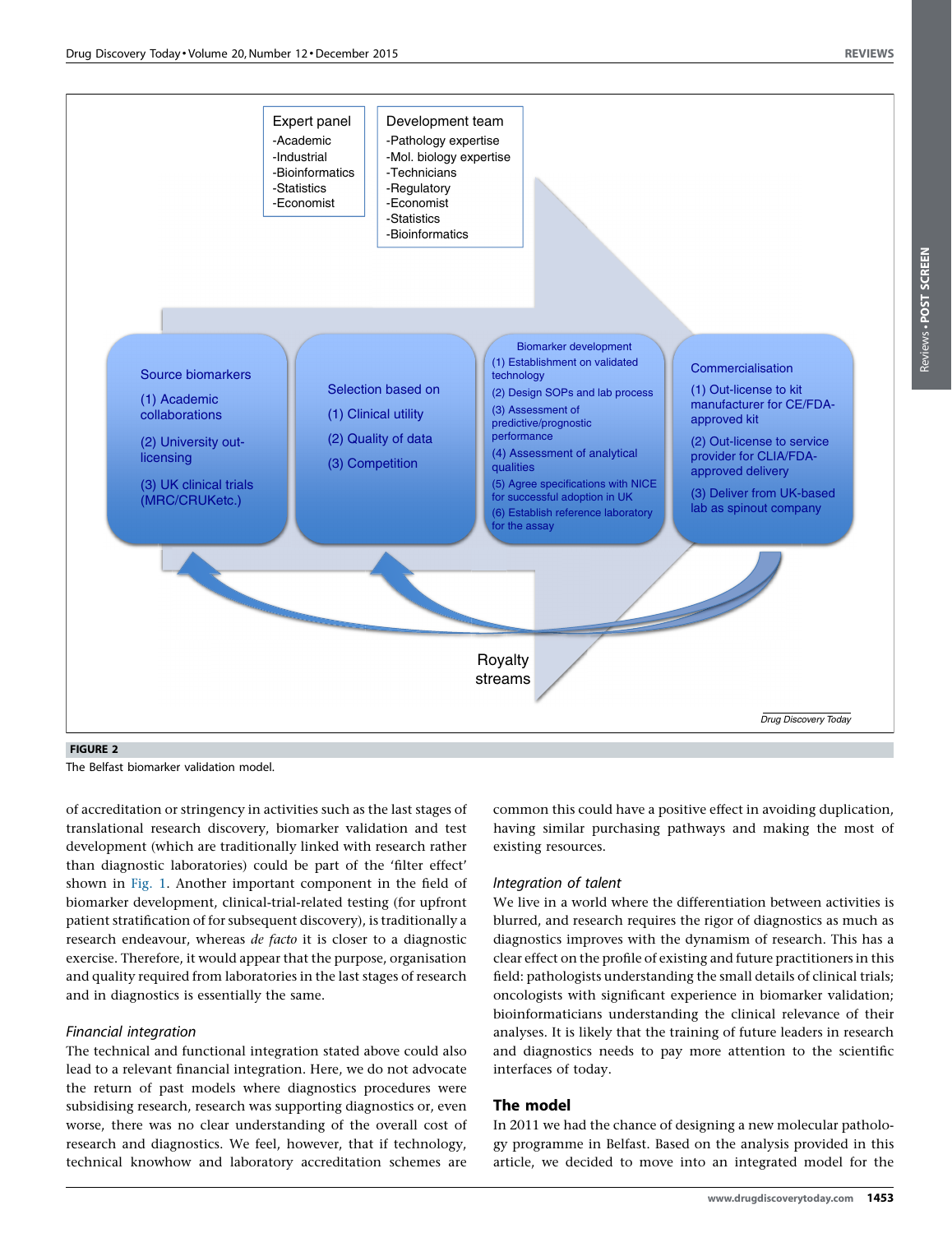**FIGURE 2**

The Belfast biomarker validation model.

of accreditation or stringency in activities such as the last stages of translational research discovery, biomarker validation and test development (which are traditionally linked with research rather than diagnostic laboratories) could be part of the 'filter effect' shown in Fig. 1. Another important component in the field of biomarker development, clinical-trial-related testing (for upfront patient stratification of for subsequent discovery), is traditionally a research endeavour, whereas *de facto* it is closer to a diagnostic exercise. Therefore, it would appear that the purpose, organisation and quality required from laboratories in the last stages of research and in diagnostics is essentially the same.

### *Financial integration*

The technical and functional integration stated above could also lead to a relevant financial integration. Here, we do not advocate the return of past models where diagnostics procedures were subsidising research, research was supporting diagnostics or, even worse, there was no clear understanding of the overall cost of research and diagnostics. We feel, however, that if technology, technical knowhow and laboratory accreditation schemes are common this could have a positive effect in avoiding duplication, having similar purchasing pathways and making the most of existing resources.

### *Integration of talent*

We live in a world where the differentiation between activities is blurred, and research requires the rigor of diagnostics as much as diagnostics improves with the dynamism of research. This has a clear effect on the profile of existing and future practitioners in this field: pathologists understanding the small details of clinical trials; oncologists with significant experience in biomarker validation; bioinformaticians understanding the clinical relevance of their analyses. It is likely that the training of future leaders in research and diagnostics needs to pay more attention to the scientific interfaces of today.

## The model

In 2011 we had the chance of designing a new molecular pathology programme in Belfast. Based on the analysis provided in this article, we decided to move into an integrated model for the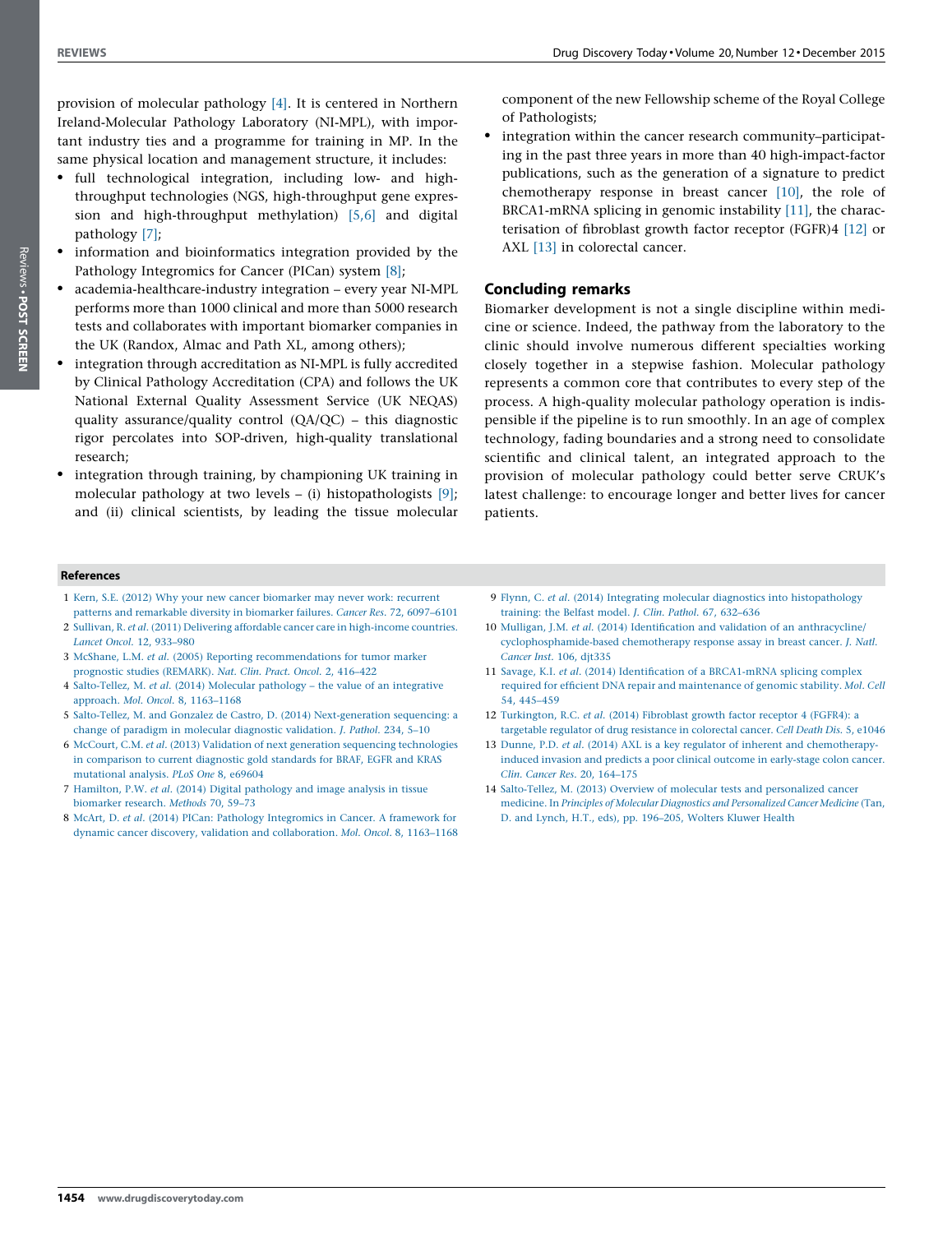provision of molecular pathology [4]. It is centered in Northern Ireland-Molecular Pathology Laboratory (NI-MPL), with important industry ties and a programme for training in MP. In the same physical location and management structure, it includes:

- full technological integration, including low- and high-throughput technologies (NGS, high-throughput gene expression and high-throughput methylation) [5,6] and digital pathology [7];
- information and bioinformatics integration provided by the Pathology Integromics for Cancer (PICan) system [8];
- academia-healthcare-industry integration – every year NI-MPL performs more than 1000 clinical and more than 5000 research tests and collaborates with important biomarker companies in the UK (Randox, Almac and Path XL, among others);
- integration through accreditation as NI-MPL is fully accredited by Clinical Pathology Accreditation (CPA) and follows the UK National External Quality Assessment Service (UK NEQAS) quality assurance/quality control (QA/QC) – this diagnostic rigor percolates into SOP-driven, high-quality translational research;
- integration through training, by championing UK training in molecular pathology at two levels – (i) histopathologists [9]; and (ii) clinical scientists, by leading the tissue molecular component of the new Fellowship scheme of the Royal College of Pathologists;
- integration within the cancer research community–participating in the past three years in more than 40 high-impact-factor publications, such as the generation of a signature to predict chemotherapy response in breast cancer [10], the role of BRCA1-mRNA splicing in genomic instability [11], the characterisation of fibroblast growth factor receptor (FGFR)4 [12] or AXL [13] in colorectal cancer.

## Concluding remarks

Biomarker development is not a single discipline within medicine or science. Indeed, the pathway from the laboratory to the clinic should involve numerous different specialties working closely together in a stepwise fashion. Molecular pathology represents a common core that contributes to every step of the process. A high-quality molecular pathology operation is indispensible if the pipeline is to run smoothly. In an age of complex technology, fading boundaries and a strong need to consolidate scientific and clinical talent, an integrated approach to the provision of molecular pathology could better serve CRUK's latest challenge: to encourage longer and better lives for cancer patients.

## References

1 Kern, S.E. (2012) Why your new cancer biomarker may never work: recurrent patterns and remarkable diversity in biomarker failures. *Cancer Res.* 72, 6097–6101

2 Sullivan, R. *et al.* (2011) Delivering affordable cancer care in high-income countries. *Lancet Oncol.* 12, 933–980

3 McShane, L.M. *et al.* (2005) Reporting recommendations for tumor marker prognostic studies (REMARK). *Nat. Clin. Pract. Oncol.* 2, 416–422

4 Salto-Tellez, M. *et al.* (2014) Molecular pathology – the value of an integrative approach. *Mol. Oncol.* 8, 1163–1168

5 Salto-Tellez, M. and Gonzalez de Castro, D. (2014) Next-generation sequencing: a change of paradigm in molecular diagnostic validation. *J. Pathol.* 234, 5–10

6 McCourt, C.M. *et al.* (2013) Validation of next generation sequencing technologies in comparison to current diagnostic gold standards for BRAF, EGFR and KRAS mutational analysis. *PLoS One* 8, e69604

7 Hamilton, P.W. *et al.* (2014) Digital pathology and image analysis in tissue biomarker research. *Methods* 70, 59–73

8 McArt, D. *et al.* (2014) PICan: Pathology Integromics in Cancer. A framework for dynamic cancer discovery, validation and collaboration. *Mol. Oncol.* 8, 1163–1168

9 Flynn, C. *et al.* (2014) Integrating molecular diagnostics into histopathology training: the Belfast model. *J. Clin. Pathol.* 67, 632–636

10 Mulligan, J.M. *et al.* (2014) Identification and validation of an anthracycline/cyclophosphamide-based chemotherapy response assay in breast cancer. *J. Natl. Cancer Inst.* 106, djt335

11 Savage, K.I. *et al.* (2014) Identification of a BRCA1-mRNA splicing complex required for efficient DNA repair and maintenance of genomic stability. *Mol. Cell* 54, 445–459

12 Turkington, R.C. *et al.* (2014) Fibroblast growth factor receptor 4 (FGFR4): a targetable regulator of drug resistance in colorectal cancer. *Cell Death Dis.* 5, e1046

13 Dunne, P.D. *et al.* (2014) AXL is a key regulator of inherent and chemotherapy-induced invasion and predicts a poor clinical outcome in early-stage colon cancer. *Clin. Cancer Res.* 20, 164–175

14 Salto-Tellez, M. (2013) Overview of molecular tests and personalized cancer medicine. In *Principles of Molecular Diagnostics and Personalized Cancer Medicine* (Tan, D. and Lynch, H.T., eds), pp. 196–205, Wolters Kluwer Health